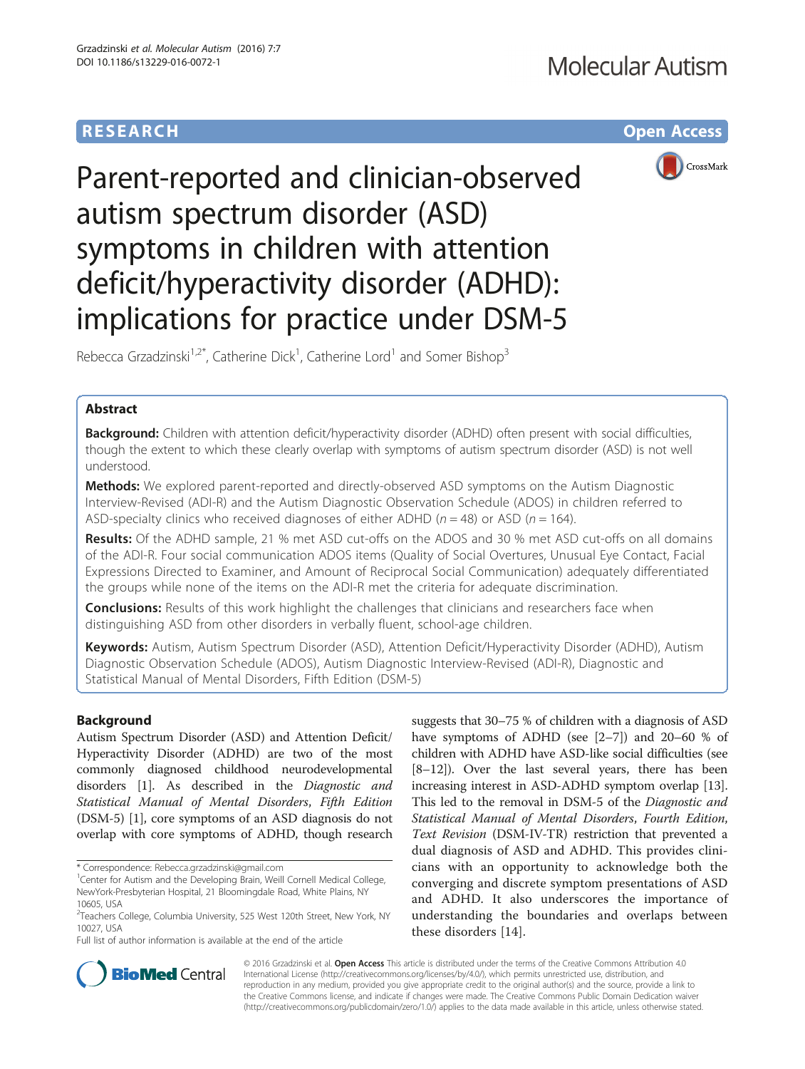RESEARCH Open Access

# Parent-reported and clinician-observed autism spectrum disorder (ASD) symptoms in children with attention deficit/hyperactivity disorder (ADHD): implications for practice under DSM-5

Rebecca Grzadzinski[1,2*], Catherine Dick[1], Catherine Lord[1] and Somer Bishop[3]

## Abstract

**Background:** Children with attention deficit/hyperactivity disorder (ADHD) often present with social difficulties, though the extent to which these clearly overlap with symptoms of autism spectrum disorder (ASD) is not well understood.

**Methods:** We explored parent-reported and directly-observed ASD symptoms on the Autism Diagnostic Interview-Revised (ADI-R) and the Autism Diagnostic Observation Schedule (ADOS) in children referred to ASD-specialty clinics who received diagnoses of either ADHD ($n = 48$) or ASD ($n = 164$).

**Results:** Of the ADHD sample, 21 % met ASD cut-offs on the ADOS and 30 % met ASD cut-offs on all domains of the ADI-R. Four social communication ADOS items (Quality of Social Overtures, Unusual Eye Contact, Facial Expressions Directed to Examiner, and Amount of Reciprocal Social Communication) adequately differentiated the groups while none of the items on the ADI-R met the criteria for adequate discrimination.

**Conclusions:** Results of this work highlight the challenges that clinicians and researchers face when distinguishing ASD from other disorders in verbally fluent, school-age children.

**Keywords:** Autism, Autism Spectrum Disorder (ASD), Attention Deficit/Hyperactivity Disorder (ADHD), Autism Diagnostic Observation Schedule (ADOS), Autism Diagnostic Interview-Revised (ADI-R), Diagnostic and Statistical Manual of Mental Disorders, Fifth Edition (DSM-5)

## Background

Autism Spectrum Disorder (ASD) and Attention Deficit/Hyperactivity Disorder (ADHD) are two of the most commonly diagnosed childhood neurodevelopmental disorders [1]. As described in the *Diagnostic and Statistical Manual of Mental Disorders, Fifth Edition* (DSM-5) [1], core symptoms of an ASD diagnosis do not overlap with core symptoms of ADHD, though research suggests that 30–75 % of children with a diagnosis of ASD have symptoms of ADHD (see [2–7]) and 20–60 % of children with ADHD have ASD-like social difficulties (see [8–12]). Over the last several years, there has been increasing interest in ASD-ADHD symptom overlap [13]. This led to the removal in DSM-5 of the *Diagnostic and Statistical Manual of Mental Disorders, Fourth Edition, Text Revision* (DSM-IV-TR) restriction that prevented a dual diagnosis of ASD and ADHD. This provides clinicians with an opportunity to acknowledge both the converging and discrete symptom presentations of ASD and ADHD. It also underscores the importance of understanding the boundaries and overlaps between these disorders [14].

\* Correspondence: Rebecca.grzadzinski@gmail.com
[1]Center for Autism and the Developing Brain, Weill Cornell Medical College, NewYork-Presbyterian Hospital, 21 Bloomingdale Road, White Plains, NY 10605, USA
[2]Teachers College, Columbia University, 525 West 120th Street, New York, NY 10027, USA
Full list of author information is available at the end of the article

© 2016 Grzadzinski et al. **Open Access** This article is distributed under the terms of the Creative Commons Attribution 4.0 International License (http://creativecommons.org/licenses/by/4.0/), which permits unrestricted use, distribution, and reproduction in any medium, provided you give appropriate credit to the original author(s) and the source, provide a link to the Creative Commons license, and indicate if changes were made. The Creative Commons Public Domain Dedication waiver (http://creativecommons.org/publicdomain/zero/1.0/) applies to the data made available in this article, unless otherwise stated.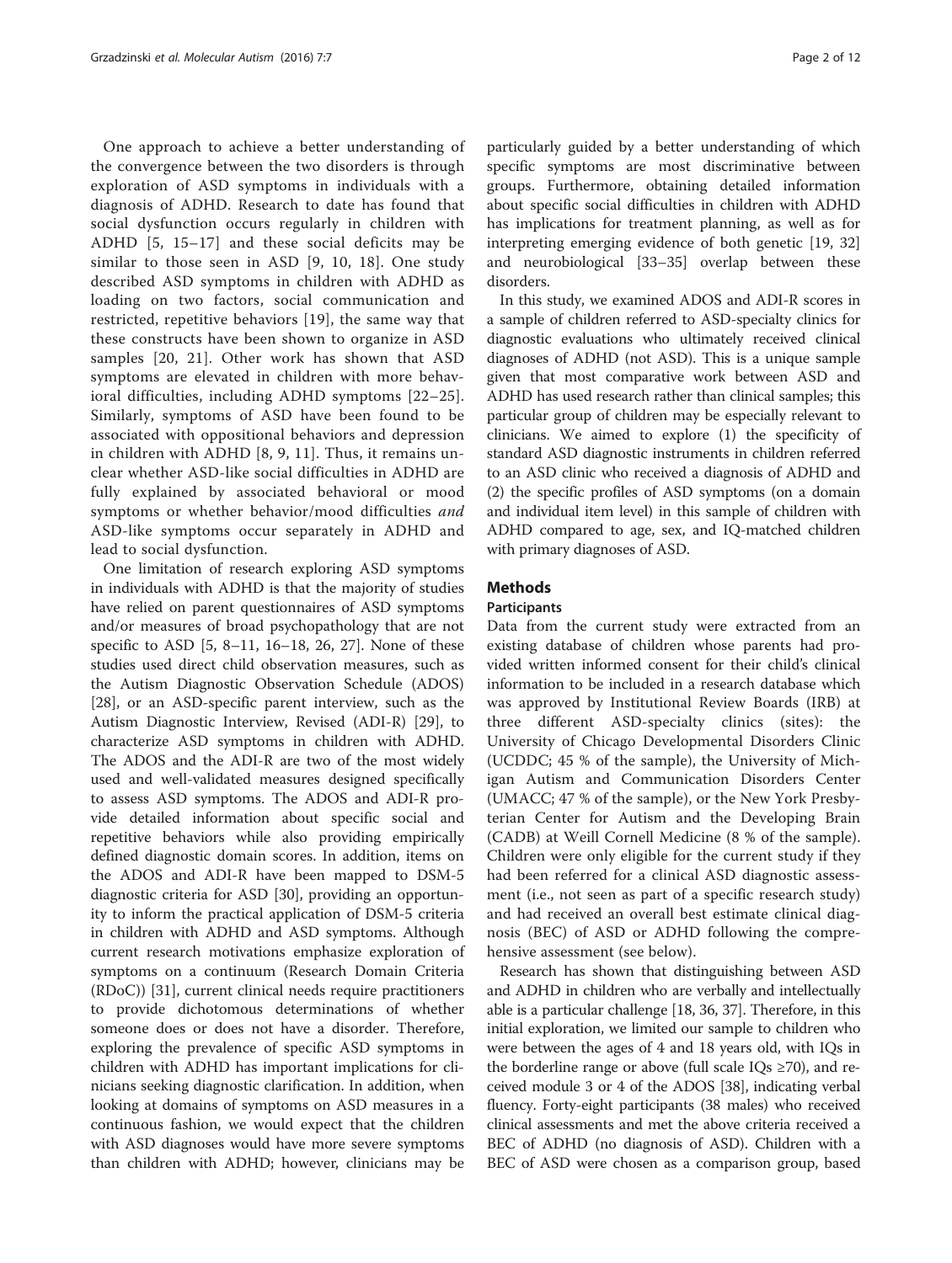One approach to achieve a better understanding of the convergence between the two disorders is through exploration of ASD symptoms in individuals with a diagnosis of ADHD. Research to date has found that social dysfunction occurs regularly in children with ADHD [5, 15–17] and these social deficits may be similar to those seen in ASD [9, 10, 18]. One study described ASD symptoms in children with ADHD as loading on two factors, social communication and restricted, repetitive behaviors [19], the same way that these constructs have been shown to organize in ASD samples [20, 21]. Other work has shown that ASD symptoms are elevated in children with more behavioral difficulties, including ADHD symptoms [22–25]. Similarly, symptoms of ASD have been found to be associated with oppositional behaviors and depression in children with ADHD [8, 9, 11]. Thus, it remains unclear whether ASD-like social difficulties in ADHD are fully explained by associated behavioral or mood symptoms or whether behavior/mood difficulties *and* ASD-like symptoms occur separately in ADHD and lead to social dysfunction.

One limitation of research exploring ASD symptoms in individuals with ADHD is that the majority of studies have relied on parent questionnaires of ASD symptoms and/or measures of broad psychopathology that are not specific to ASD [5, 8–11, 16–18, 26, 27]. None of these studies used direct child observation measures, such as the Autism Diagnostic Observation Schedule (ADOS) [28], or an ASD-specific parent interview, such as the Autism Diagnostic Interview, Revised (ADI-R) [29], to characterize ASD symptoms in children with ADHD. The ADOS and the ADI-R are two of the most widely used and well-validated measures designed specifically to assess ASD symptoms. The ADOS and ADI-R provide detailed information about specific social and repetitive behaviors while also providing empirically defined diagnostic domain scores. In addition, items on the ADOS and ADI-R have been mapped to DSM-5 diagnostic criteria for ASD [30], providing an opportunity to inform the practical application of DSM-5 criteria in children with ADHD and ASD symptoms. Although current research motivations emphasize exploration of symptoms on a continuum (Research Domain Criteria (RDoC)) [31], current clinical needs require practitioners to provide dichotomous determinations of whether someone does or does not have a disorder. Therefore, exploring the prevalence of specific ASD symptoms in children with ADHD has important implications for clinicians seeking diagnostic clarification. In addition, when looking at domains of symptoms on ASD measures in a continuous fashion, we would expect that the children with ASD diagnoses would have more severe symptoms than children with ADHD; however, clinicians may be particularly guided by a better understanding of which specific symptoms are most discriminative between groups. Furthermore, obtaining detailed information about specific social difficulties in children with ADHD has implications for treatment planning, as well as for interpreting emerging evidence of both genetic [19, 32] and neurobiological [33–35] overlap between these disorders.

In this study, we examined ADOS and ADI-R scores in a sample of children referred to ASD-specialty clinics for diagnostic evaluations who ultimately received clinical diagnoses of ADHD (not ASD). This is a unique sample given that most comparative work between ASD and ADHD has used research rather than clinical samples; this particular group of children may be especially relevant to clinicians. We aimed to explore (1) the specificity of standard ASD diagnostic instruments in children referred to an ASD clinic who received a diagnosis of ADHD and (2) the specific profiles of ASD symptoms (on a domain and individual item level) in this sample of children with ADHD compared to age, sex, and IQ-matched children with primary diagnoses of ASD.

## Methods

### Participants

Data from the current study were extracted from an existing database of children whose parents had provided written informed consent for their child's clinical information to be included in a research database which was approved by Institutional Review Boards (IRB) at three different ASD-specialty clinics (sites): the University of Chicago Developmental Disorders Clinic (UCDDC; 45 % of the sample), the University of Michigan Autism and Communication Disorders Center (UMACC; 47 % of the sample), or the New York Presbyterian Center for Autism and the Developing Brain (CADB) at Weill Cornell Medicine (8 % of the sample). Children were only eligible for the current study if they had been referred for a clinical ASD diagnostic assessment (i.e., not seen as part of a specific research study) and had received an overall best estimate clinical diagnosis (BEC) of ASD or ADHD following the comprehensive assessment (see below).

Research has shown that distinguishing between ASD and ADHD in children who are verbally and intellectually able is a particular challenge [18, 36, 37]. Therefore, in this initial exploration, we limited our sample to children who were between the ages of 4 and 18 years old, with IQs in the borderline range or above (full scale IQs ≥70), and received module 3 or 4 of the ADOS [38], indicating verbal fluency. Forty-eight participants (38 males) who received clinical assessments and met the above criteria received a BEC of ADHD (no diagnosis of ASD). Children with a BEC of ASD were chosen as a comparison group, based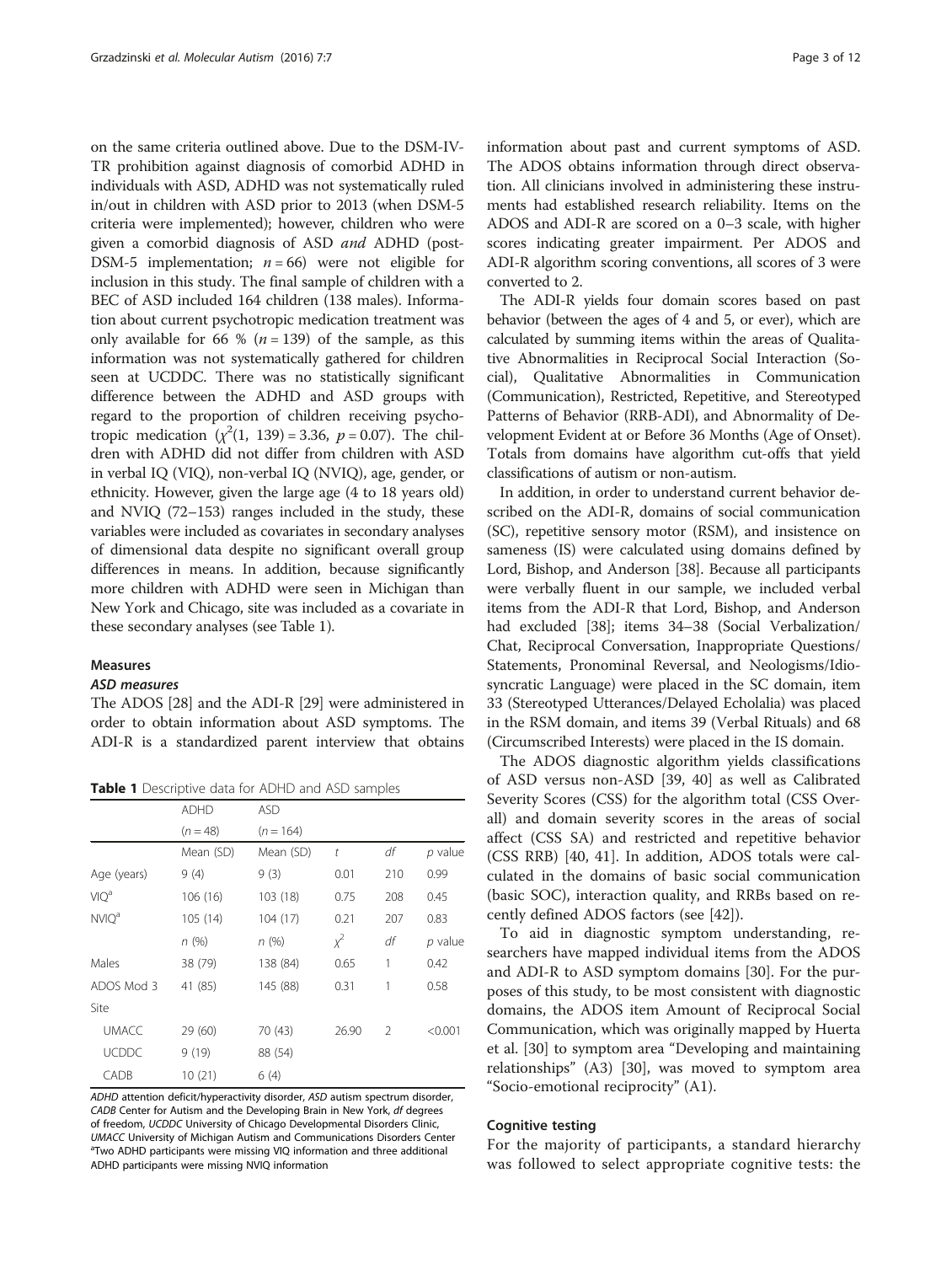on the same criteria outlined above. Due to the DSM-IV-TR prohibition against diagnosis of comorbid ADHD in individuals with ASD, ADHD was not systematically ruled in/out in children with ASD prior to 2013 (when DSM-5 criteria were implemented); however, children who were given a comorbid diagnosis of ASD *and* ADHD (post-DSM-5 implementation; $n = 66$) were not eligible for inclusion in this study. The final sample of children with a BEC of ASD included 164 children (138 males). Information about current psychotropic medication treatment was only available for 66 % ($n = 139$) of the sample, as this information was not systematically gathered for children seen at UCDDC. There was no statistically significant difference between the ADHD and ASD groups with regard to the proportion of children receiving psychotropic medication ($\chi^2(1,\ 139) = 3.36$, $p = 0.07$). The children with ADHD did not differ from children with ASD in verbal IQ (VIQ), non-verbal IQ (NVIQ), age, gender, or ethnicity. However, given the large age (4 to 18 years old) and NVIQ (72–153) ranges included in the study, these variables were included as covariates in secondary analyses of dimensional data despite no significant overall group differences in means. In addition, because significantly more children with ADHD were seen in Michigan than New York and Chicago, site was included as a covariate in these secondary analyses (see Table 1).

### Measures

#### ASD measures

The ADOS [28] and the ADI-R [29] were administered in order to obtain information about ASD symptoms. The ADI-R is a standardized parent interview that obtains information about past and current symptoms of ASD. The ADOS obtains information through direct observation. All clinicians involved in administering these instruments had established research reliability. Items on the ADOS and ADI-R are scored on a 0–3 scale, with higher scores indicating greater impairment. Per ADOS and ADI-R algorithm scoring conventions, all scores of 3 were converted to 2.

**Table 1** Descriptive data for ADHD and ASD samples

| | ADHD | ASD | | | |
|---|---|---|---|---|---|
| | ($n = 48$) | ($n = 164$) | | | |
| | Mean (SD) | Mean (SD) | $t$ | $df$ | $p$ value |
| Age (years) | 9 (4) | 9 (3) | 0.01 | 210 | 0.99 |
| VIQ[a] | 106 (16) | 103 (18) | 0.75 | 208 | 0.45 |
| NVIQ[a] | 105 (14) | 104 (17) | 0.21 | 207 | 0.83 |
| | $n$ (%) | $n$ (%) | $\chi^2$ | $df$ | $p$ value |
| Males | 38 (79) | 138 (84) | 0.65 | 1 | 0.42 |
| ADOS Mod 3 | 41 (85) | 145 (88) | 0.31 | 1 | 0.58 |
| Site | | | | | |
| UMACC | 29 (60) | 70 (43) | 26.90 | 2 | <0.001 |
| UCDDC | 9 (19) | 88 (54) | | | |
| CADB | 10 (21) | 6 (4) | | | |

*ADHD* attention deficit/hyperactivity disorder, *ASD* autism spectrum disorder, *CADB* Center for Autism and the Developing Brain in New York, *df* degrees of freedom, *UCDDC* University of Chicago Developmental Disorders Clinic, *UMACC* University of Michigan Autism and Communications Disorders Center
[a]Two ADHD participants were missing VIQ information and three additional ADHD participants were missing NVIQ information

The ADI-R yields four domain scores based on past behavior (between the ages of 4 and 5, or ever), which are calculated by summing items within the areas of Qualitative Abnormalities in Reciprocal Social Interaction (Social), Qualitative Abnormalities in Communication (Communication), Restricted, Repetitive, and Stereotyped Patterns of Behavior (RRB-ADI), and Abnormality of Development Evident at or Before 36 Months (Age of Onset). Totals from domains have algorithm cut-offs that yield classifications of autism or non-autism.

In addition, in order to understand current behavior described on the ADI-R, domains of social communication (SC), repetitive sensory motor (RSM), and insistence on sameness (IS) were calculated using domains defined by Lord, Bishop, and Anderson [38]. Because all participants were verbally fluent in our sample, we included verbal items from the ADI-R that Lord, Bishop, and Anderson had excluded [38]; items 34–38 (Social Verbalization/Chat, Reciprocal Conversation, Inappropriate Questions/Statements, Pronominal Reversal, and Neologisms/Idiosyncratic Language) were placed in the SC domain, item 33 (Stereotyped Utterances/Delayed Echolalia) was placed in the RSM domain, and items 39 (Verbal Rituals) and 68 (Circumscribed Interests) were placed in the IS domain.

The ADOS diagnostic algorithm yields classifications of ASD versus non-ASD [39, 40] as well as Calibrated Severity Scores (CSS) for the algorithm total (CSS Overall) and domain severity scores in the areas of social affect (CSS SA) and restricted and repetitive behavior (CSS RRB) [40, 41]. In addition, ADOS totals were calculated in the domains of basic social communication (basic SOC), interaction quality, and RRBs based on recently defined ADOS factors (see [42]).

To aid in diagnostic symptom understanding, researchers have mapped individual items from the ADOS and ADI-R to ASD symptom domains [30]. For the purposes of this study, to be most consistent with diagnostic domains, the ADOS item Amount of Reciprocal Social Communication, which was originally mapped by Huerta et al. [30] to symptom area "Developing and maintaining relationships" (A3) [30], was moved to symptom area "Socio-emotional reciprocity" (A1).

### Cognitive testing

For the majority of participants, a standard hierarchy was followed to select appropriate cognitive tests: the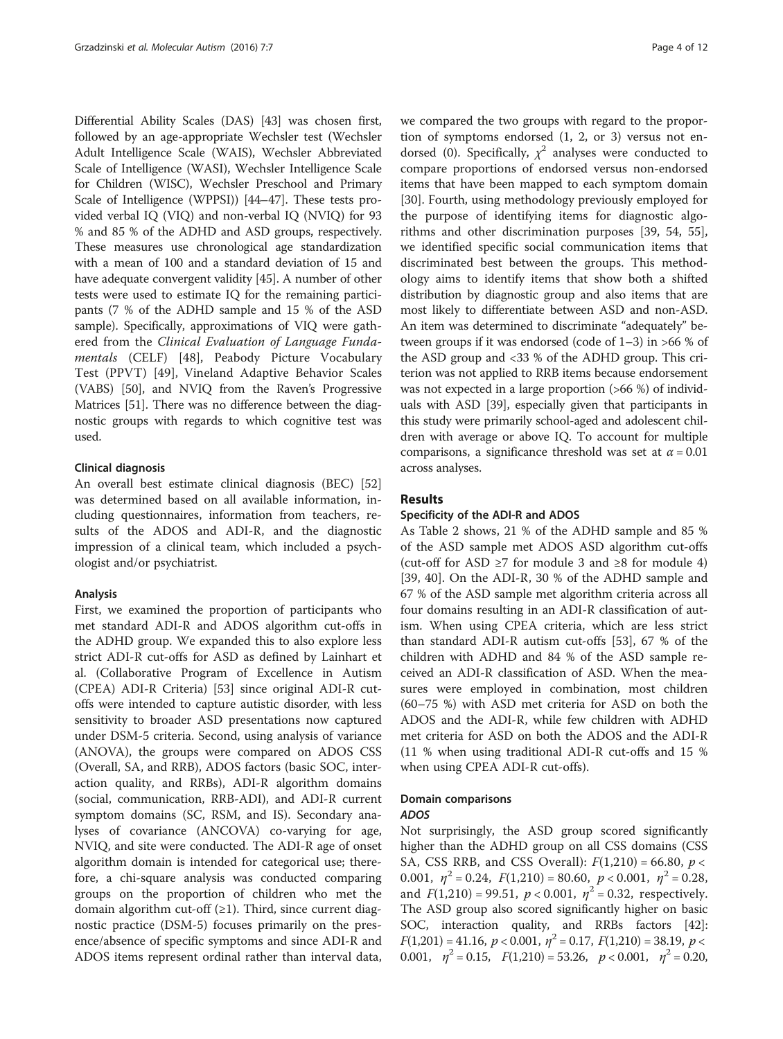Differential Ability Scales (DAS) [43] was chosen first, followed by an age-appropriate Wechsler test (Wechsler Adult Intelligence Scale (WAIS), Wechsler Abbreviated Scale of Intelligence (WASI), Wechsler Intelligence Scale for Children (WISC), Wechsler Preschool and Primary Scale of Intelligence (WPPSI)) [44–47]. These tests provided verbal IQ (VIQ) and non-verbal IQ (NVIQ) for 93 % and 85 % of the ADHD and ASD groups, respectively. These measures use chronological age standardization with a mean of 100 and a standard deviation of 15 and have adequate convergent validity [45]. A number of other tests were used to estimate IQ for the remaining participants (7 % of the ADHD sample and 15 % of the ASD sample). Specifically, approximations of VIQ were gathered from the *Clinical Evaluation of Language Fundamentals* (CELF) [48], Peabody Picture Vocabulary Test (PPVT) [49], Vineland Adaptive Behavior Scales (VABS) [50], and NVIQ from the Raven's Progressive Matrices [51]. There was no difference between the diagnostic groups with regards to which cognitive test was used.

### Clinical diagnosis

An overall best estimate clinical diagnosis (BEC) [52] was determined based on all available information, including questionnaires, information from teachers, results of the ADOS and ADI-R, and the diagnostic impression of a clinical team, which included a psychologist and/or psychiatrist.

### Analysis

First, we examined the proportion of participants who met standard ADI-R and ADOS algorithm cut-offs in the ADHD group. We expanded this to also explore less strict ADI-R cut-offs for ASD as defined by Lainhart et al. (Collaborative Program of Excellence in Autism (CPEA) ADI-R Criteria) [53] since original ADI-R cut-offs were intended to capture autistic disorder, with less sensitivity to broader ASD presentations now captured under DSM-5 criteria. Second, using analysis of variance (ANOVA), the groups were compared on ADOS CSS (Overall, SA, and RRB), ADOS factors (basic SOC, interaction quality, and RRBs), ADI-R algorithm domains (social, communication, RRB-ADI), and ADI-R current symptom domains (SC, RSM, and IS). Secondary analyses of covariance (ANCOVA) co-varying for age, NVIQ, and site were conducted. The ADI-R age of onset algorithm domain is intended for categorical use; therefore, a chi-square analysis was conducted comparing groups on the proportion of children who met the domain algorithm cut-off (≥1). Third, since current diagnostic practice (DSM-5) focuses primarily on the presence/absence of specific symptoms and since ADI-R and ADOS items represent ordinal rather than interval data, we compared the two groups with regard to the proportion of symptoms endorsed (1, 2, or 3) versus not endorsed (0). Specifically, $\chi^2$ analyses were conducted to compare proportions of endorsed versus non-endorsed items that have been mapped to each symptom domain [30]. Fourth, using methodology previously employed for the purpose of identifying items for diagnostic algorithms and other discrimination purposes [39, 54, 55], we identified specific social communication items that discriminated best between the groups. This methodology aims to identify items that show both a shifted distribution by diagnostic group and also items that are most likely to differentiate between ASD and non-ASD. An item was determined to discriminate "adequately" between groups if it was endorsed (code of 1–3) in >66 % of the ASD group and <33 % of the ADHD group. This criterion was not applied to RRB items because endorsement was not expected in a large proportion (>66 %) of individuals with ASD [39], especially given that participants in this study were primarily school-aged and adolescent children with average or above IQ. To account for multiple comparisons, a significance threshold was set at $\alpha = 0.01$ across analyses.

## Results

### Specificity of the ADI-R and ADOS

As Table 2 shows, 21 % of the ADHD sample and 85 % of the ASD sample met ADOS ASD algorithm cut-offs (cut-off for ASD ≥7 for module 3 and ≥8 for module 4) [39, 40]. On the ADI-R, 30 % of the ADHD sample and 67 % of the ASD sample met algorithm criteria across all four domains resulting in an ADI-R classification of autism. When using CPEA criteria, which are less strict than standard ADI-R autism cut-offs [53], 67 % of the children with ADHD and 84 % of the ASD sample received an ADI-R classification of ASD. When the measures were employed in combination, most children (60–75 %) with ASD met criteria for ASD on both the ADOS and the ADI-R, while few children with ADHD met criteria for ASD on both the ADOS and the ADI-R (11 % when using traditional ADI-R cut-offs and 15 % when using CPEA ADI-R cut-offs).

### Domain comparisons

#### *ADOS*

Not surprisingly, the ASD group scored significantly higher than the ADHD group on all CSS domains (CSS SA, CSS RRB, and CSS Overall): $F(1,210) = 66.80$, $p < 0.001$, $\eta^2 = 0.24$, $F(1,210) = 80.60$, $p < 0.001$, $\eta^2 = 0.28$, and $F(1,210) = 99.51$, $p < 0.001$, $\eta^2 = 0.32$, respectively. The ASD group also scored significantly higher on basic SOC, interaction quality, and RRBs factors [42]: $F(1,201) = 41.16$, $p < 0.001$, $\eta^2 = 0.17$, $F(1,210) = 38.19$, $p < 0.001$, $\eta^2 = 0.15$, $F(1,210) = 53.26$, $p < 0.001$, $\eta^2 = 0.20$,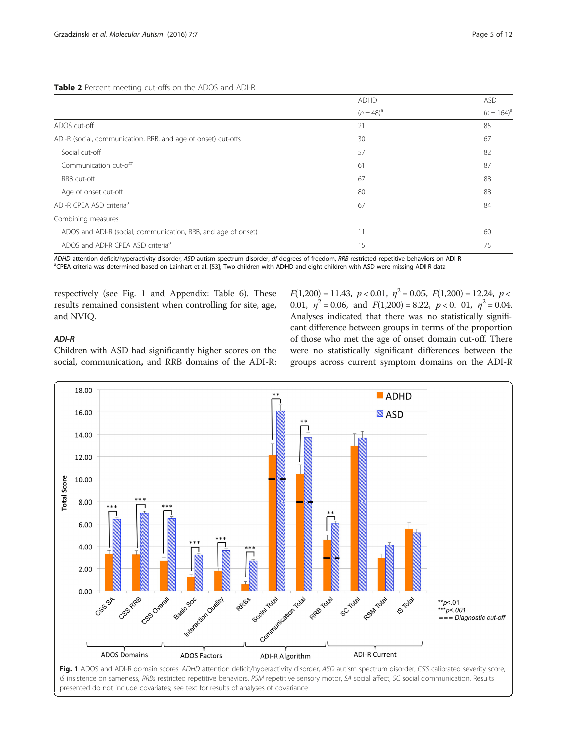**Table 2** Percent meeting cut-offs on the ADOS and ADI-R

| | ADHD | ASD |
|---|---|---|
| | ($n = 48$)[a] | ($n = 164$)[a] |
| ADOS cut-off | 21 | 85 |
| ADI-R (social, communication, RRB, and age of onset) cut-offs | 30 | 67 |
| Social cut-off | 57 | 82 |
| Communication cut-off | 61 | 87 |
| RRB cut-off | 67 | 88 |
| Age of onset cut-off | 80 | 88 |
| ADI-R CPEA ASD criteria[a] | 67 | 84 |
| Combining measures | | |
| ADOS and ADI-R (social, communication, RRB, and age of onset) | 11 | 60 |
| ADOS and ADI-R CPEA ASD criteria[a] | 15 | 75 |

*ADHD* attention deficit/hyperactivity disorder, *ASD* autism spectrum disorder, *df* degrees of freedom, *RRB* restricted repetitive behaviors on ADI-R
[a]CPEA criteria was determined based on Lainhart et al. [53]; Two children with ADHD and eight children with ASD were missing ADI-R data

respectively (see Fig. 1 and Appendix: Table 6). These results remained consistent when controlling for site, age, and NVIQ.

### *ADI-R*

Children with ASD had significantly higher scores on the social, communication, and RRB domains of the ADI-R: $F(1,200) = 11.43$, $p < 0.01$, $\eta^2 = 0.05$, $F(1,200) = 12.24$, $p < 0.01$, $\eta^2 = 0.06$, and $F(1,200) = 8.22$, $p < 0.\ 01$, $\eta^2 = 0.04$. Analyses indicated that there was no statistically significant difference between groups in terms of the proportion of those who met the age of onset domain cut-off. There were no statistically significant differences between the groups across current symptom domains on the ADI-R

**Fig. 1** ADOS and ADI-R domain scores. *ADHD* attention deficit/hyperactivity disorder, *ASD* autism spectrum disorder, *CSS* calibrated severity score, *IS* insistence on sameness, *RRBs* restricted repetitive behaviors, *RSM* repetitive sensory motor, *SA* social affect, *SC* social communication. Results presented do not include covariates; see text for results of analyses of covariance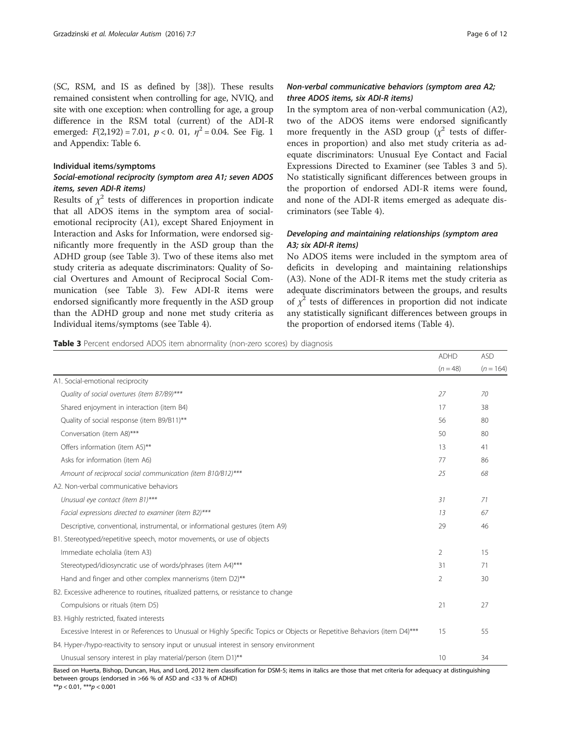(SC, RSM, and IS as defined by [38]). These results remained consistent when controlling for age, NVIQ, and site with one exception: when controlling for age, a group difference in the RSM total (current) of the ADI-R emerged: $F(2,192) = 7.01$, $p < 0.\ 01$, $\eta^2 = 0.04$. See Fig. 1 and Appendix: Table 6.

### Individual items/symptoms

#### *Social-emotional reciprocity (symptom area A1; seven ADOS items, seven ADI-R items)*

Results of $\chi^2$ tests of differences in proportion indicate that all ADOS items in the symptom area of social-emotional reciprocity (A1), except Shared Enjoyment in Interaction and Asks for Information, were endorsed significantly more frequently in the ASD group than the ADHD group (see Table 3). Two of these items also met study criteria as adequate discriminators: Quality of Social Overtures and Amount of Reciprocal Social Communication (see Table 3). Few ADI-R items were endorsed significantly more frequently in the ASD group than the ADHD group and none met study criteria as Individual items/symptoms (see Table 4).

#### *Non-verbal communicative behaviors (symptom area A2; three ADOS items, six ADI-R items)*

In the symptom area of non-verbal communication (A2), two of the ADOS items were endorsed significantly more frequently in the ASD group ($\chi^2$ tests of differences in proportion) and also met study criteria as adequate discriminators: Unusual Eye Contact and Facial Expressions Directed to Examiner (see Tables 3 and 5). No statistically significant differences between groups in the proportion of endorsed ADI-R items were found, and none of the ADI-R items emerged as adequate discriminators (see Table 4).

#### *Developing and maintaining relationships (symptom area A3; six ADI-R items)*

No ADOS items were included in the symptom area of deficits in developing and maintaining relationships (A3). None of the ADI-R items met the study criteria as adequate discriminators between the groups, and results of $\chi^2$ tests of differences in proportion did not indicate any statistically significant differences between groups in the proportion of endorsed items (Table 4).

**Table 3** Percent endorsed ADOS item abnormality (non-zero scores) by diagnosis

| | ADHD ($n = 48$) | ASD ($n = 164$) |
|---|---|---|
| A1. Social-emotional reciprocity | | |
| *Quality of social overtures (item B7/B9)\*\*\** | *27* | *70* |
| Shared enjoyment in interaction (item B4) | 17 | 38 |
| Quality of social response (item B9/B11)** | 56 | 80 |
| Conversation (item A8)*** | 50 | 80 |
| Offers information (item A5)** | 13 | 41 |
| Asks for information (item A6) | 77 | 86 |
| *Amount of reciprocal social communication (item B10/B12)\*\*\** | *25* | *68* |
| A2. Non-verbal communicative behaviors | | |
| *Unusual eye contact (item B1)\*\*\** | *31* | *71* |
| *Facial expressions directed to examiner (item B2)\*\*\** | *13* | *67* |
| Descriptive, conventional, instrumental, or informational gestures (item A9) | 29 | 46 |
| B1. Stereotyped/repetitive speech, motor movements, or use of objects | | |
| Immediate echolalia (item A3) | 2 | 15 |
| Stereotyped/idiosyncratic use of words/phrases (item A4)*** | 31 | 71 |
| Hand and finger and other complex mannerisms (item D2)** | 2 | 30 |
| B2. Excessive adherence to routines, ritualized patterns, or resistance to change | | |
| Compulsions or rituals (item D5) | 21 | 27 |
| B3. Highly restricted, fixated interests | | |
| Excessive Interest in or References to Unusual or Highly Specific Topics or Objects or Repetitive Behaviors (item D4)*** | 15 | 55 |
| B4. Hyper-/hypo-reactivity to sensory input or unusual interest in sensory environment | | |
| Unusual sensory interest in play material/person (item D1)** | 10 | 34 |

Based on Huerta, Bishop, Duncan, Hus, and Lord, 2012 item classification for DSM-5; items in italics are those that met criteria for adequacy at distinguishing between groups (endorsed in >66 % of ASD and <33 % of ADHD)

**$p < 0.01$, ***$p < 0.001$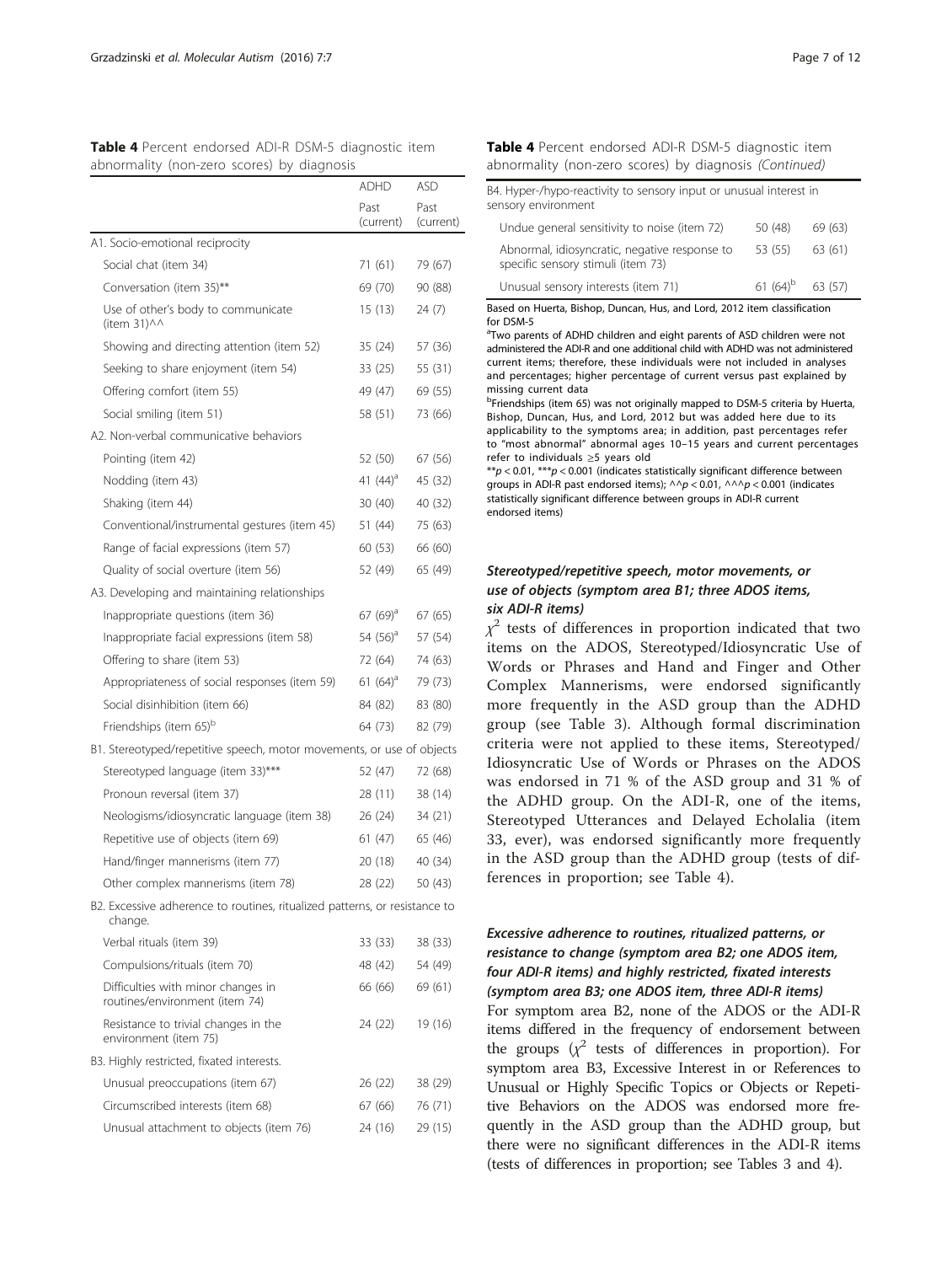**Table 4** Percent endorsed ADI-R DSM-5 diagnostic item abnormality (non-zero scores) by diagnosis

| | ADHD | ASD |
|---|---|---|
| | Past (current) | Past (current) |
| A1. Socio-emotional reciprocity | | |
| Social chat (item 34) | 71 (61) | 79 (67) |
| Conversation (item 35)** | 69 (70) | 90 (88) |
| Use of other's body to communicate (item 31)^^ | 15 (13) | 24 (7) |
| Showing and directing attention (item 52) | 35 (24) | 57 (36) |
| Seeking to share enjoyment (item 54) | 33 (25) | 55 (31) |
| Offering comfort (item 55) | 49 (47) | 69 (55) |
| Social smiling (item 51) | 58 (51) | 73 (66) |
| A2. Non-verbal communicative behaviors | | |
| Pointing (item 42) | 52 (50) | 67 (56) |
| Nodding (item 43) | 41 (44)[a] | 45 (32) |
| Shaking (item 44) | 30 (40) | 40 (32) |
| Conventional/instrumental gestures (item 45) | 51 (44) | 75 (63) |
| Range of facial expressions (item 57) | 60 (53) | 66 (60) |
| Quality of social overture (item 56) | 52 (49) | 65 (49) |
| A3. Developing and maintaining relationships | | |
| Inappropriate questions (item 36) | 67 (69)[a] | 67 (65) |
| Inappropriate facial expressions (item 58) | 54 (56)[a] | 57 (54) |
| Offering to share (item 53) | 72 (64) | 74 (63) |
| Appropriateness of social responses (item 59) | 61 (64)[a] | 79 (73) |
| Social disinhibition (item 66) | 84 (82) | 83 (80) |
| Friendships (item 65)[b] | 64 (73) | 82 (79) |
| B1. Stereotyped/repetitive speech, motor movements, or use of objects | | |
| Stereotyped language (item 33)*** | 52 (47) | 72 (68) |
| Pronoun reversal (item 37) | 28 (11) | 38 (14) |
| Neologisms/idiosyncratic language (item 38) | 26 (24) | 34 (21) |
| Repetitive use of objects (item 69) | 61 (47) | 65 (46) |
| Hand/finger mannerisms (item 77) | 20 (18) | 40 (34) |
| Other complex mannerisms (item 78) | 28 (22) | 50 (43) |
| B2. Excessive adherence to routines, ritualized patterns, or resistance to change. | | |
| Verbal rituals (item 39) | 33 (33) | 38 (33) |
| Compulsions/rituals (item 70) | 48 (42) | 54 (49) |
| Difficulties with minor changes in routines/environment (item 74) | 66 (66) | 69 (61) |
| Resistance to trivial changes in the environment (item 75) | 24 (22) | 19 (16) |
| B3. Highly restricted, fixated interests. | | |
| Unusual preoccupations (item 67) | 26 (22) | 38 (29) |
| Circumscribed interests (item 68) | 67 (66) | 76 (71) |
| Unusual attachment to objects (item 76) | 24 (16) | 29 (15) |
| B4. Hyper-/hypo-reactivity to sensory input or unusual interest in sensory environment | | |
| Undue general sensitivity to noise (item 72) | 50 (48) | 69 (63) |
| Abnormal, idiosyncratic, negative response to specific sensory stimuli (item 73) | 53 (55) | 63 (61) |
| Unusual sensory interests (item 71) | 61 (64)[b] | 63 (57) |

Based on Huerta, Bishop, Duncan, Hus, and Lord, 2012 item classification for DSM-5

[a]Two parents of ADHD children and eight parents of ASD children were not administered the ADI-R and one additional child with ADHD was not administered current items; therefore, these individuals were not included in analyses and percentages; higher percentage of current versus past explained by missing current data

[b]Friendships (item 65) was not originally mapped to DSM-5 criteria by Huerta, Bishop, Duncan, Hus, and Lord, 2012 but was added here due to its applicability to the symptoms area; in addition, past percentages refer to "most abnormal" abnormal ages 10–15 years and current percentages refer to individuals ≥5 years old

$^{**}p < 0.01$, $^{***}p < 0.001$ (indicates statistically significant difference between groups in ADI-R past endorsed items); ^^$p < 0.01$, ^^^$p < 0.001$ (indicates statistically significant difference between groups in ADI-R current endorsed items)

### Stereotyped/repetitive speech, motor movements, or use of objects (symptom area B1; three ADOS items, six ADI-R items)

$\chi^2$ tests of differences in proportion indicated that two items on the ADOS, Stereotyped/Idiosyncratic Use of Words or Phrases and Hand and Finger and Other Complex Mannerisms, were endorsed significantly more frequently in the ASD group than the ADHD group (see Table 3). Although formal discrimination criteria were not applied to these items, Stereotyped/Idiosyncratic Use of Words or Phrases on the ADOS was endorsed in 71 % of the ASD group and 31 % of the ADHD group. On the ADI-R, one of the items, Stereotyped Utterances and Delayed Echolalia (item 33, ever), was endorsed significantly more frequently in the ASD group than the ADHD group (tests of differences in proportion; see Table 4).

### Excessive adherence to routines, ritualized patterns, or resistance to change (symptom area B2; one ADOS item, four ADI-R items) and highly restricted, fixated interests (symptom area B3; one ADOS item, three ADI-R items)

For symptom area B2, none of the ADOS or the ADI-R items differed in the frequency of endorsement between the groups ($\chi^2$ tests of differences in proportion). For symptom area B3, Excessive Interest in or References to Unusual or Highly Specific Topics or Objects or Repetitive Behaviors on the ADOS was endorsed more frequently in the ASD group than the ADHD group, but there were no significant differences in the ADI-R items (tests of differences in proportion; see Tables 3 and 4).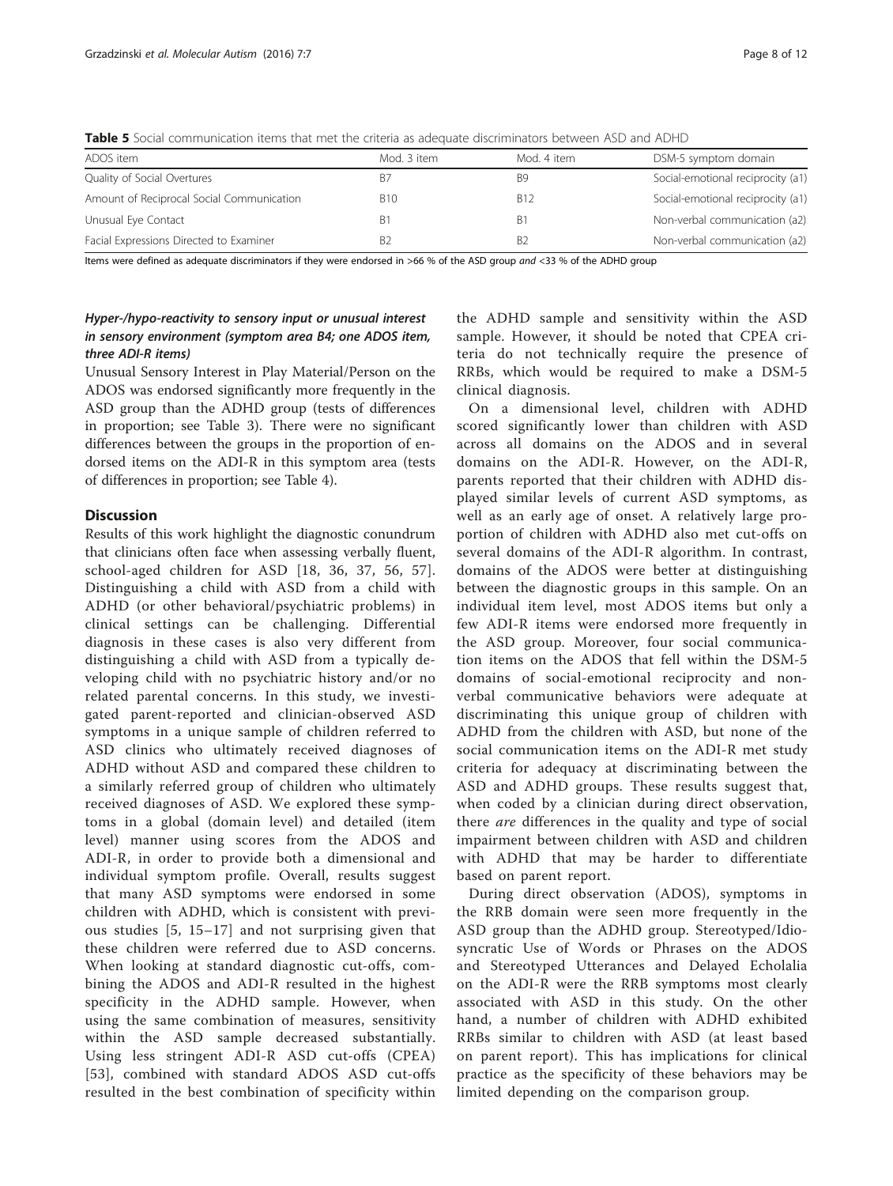**Table 5** Social communication items that met the criteria as adequate discriminators between ASD and ADHD

| ADOS item | Mod. 3 item | Mod. 4 item | DSM-5 symptom domain |
|---|---|---|---|
| Quality of Social Overtures | B7 | B9 | Social-emotional reciprocity (a1) |
| Amount of Reciprocal Social Communication | B10 | B12 | Social-emotional reciprocity (a1) |
| Unusual Eye Contact | B1 | B1 | Non-verbal communication (a2) |
| Facial Expressions Directed to Examiner | B2 | B2 | Non-verbal communication (a2) |

Items were defined as adequate discriminators if they were endorsed in >66 % of the ASD group *and* <33 % of the ADHD group

#### *Hyper-/hypo-reactivity to sensory input or unusual interest in sensory environment (symptom area B4; one ADOS item, three ADI-R items)*

Unusual Sensory Interest in Play Material/Person on the ADOS was endorsed significantly more frequently in the ASD group than the ADHD group (tests of differences in proportion; see Table 3). There were no significant differences between the groups in the proportion of endorsed items on the ADI-R in this symptom area (tests of differences in proportion; see Table 4).

## Discussion

Results of this work highlight the diagnostic conundrum that clinicians often face when assessing verbally fluent, school-aged children for ASD [18, 36, 37, 56, 57]. Distinguishing a child with ASD from a child with ADHD (or other behavioral/psychiatric problems) in clinical settings can be challenging. Differential diagnosis in these cases is also very different from distinguishing a child with ASD from a typically developing child with no psychiatric history and/or no related parental concerns. In this study, we investigated parent-reported and clinician-observed ASD symptoms in a unique sample of children referred to ASD clinics who ultimately received diagnoses of ADHD without ASD and compared these children to a similarly referred group of children who ultimately received diagnoses of ASD. We explored these symptoms in a global (domain level) and detailed (item level) manner using scores from the ADOS and ADI-R, in order to provide both a dimensional and individual symptom profile. Overall, results suggest that many ASD symptoms were endorsed in some children with ADHD, which is consistent with previous studies [5, 15–17] and not surprising given that these children were referred due to ASD concerns. When looking at standard diagnostic cut-offs, combining the ADOS and ADI-R resulted in the highest specificity in the ADHD sample. However, when using the same combination of measures, sensitivity within the ASD sample decreased substantially. Using less stringent ADI-R ASD cut-offs (CPEA) [53], combined with standard ADOS ASD cut-offs resulted in the best combination of specificity within the ADHD sample and sensitivity within the ASD sample. However, it should be noted that CPEA criteria do not technically require the presence of RRBs, which would be required to make a DSM-5 clinical diagnosis.

On a dimensional level, children with ADHD scored significantly lower than children with ASD across all domains on the ADOS and in several domains on the ADI-R. However, on the ADI-R, parents reported that their children with ADHD displayed similar levels of current ASD symptoms, as well as an early age of onset. A relatively large proportion of children with ADHD also met cut-offs on several domains of the ADI-R algorithm. In contrast, domains of the ADOS were better at distinguishing between the diagnostic groups in this sample. On an individual item level, most ADOS items but only a few ADI-R items were endorsed more frequently in the ASD group. Moreover, four social communication items on the ADOS that fell within the DSM-5 domains of social-emotional reciprocity and non-verbal communicative behaviors were adequate at discriminating this unique group of children with ADHD from the children with ASD, but none of the social communication items on the ADI-R met study criteria for adequacy at discriminating between the ASD and ADHD groups. These results suggest that, when coded by a clinician during direct observation, there *are* differences in the quality and type of social impairment between children with ASD and children with ADHD that may be harder to differentiate based on parent report.

During direct observation (ADOS), symptoms in the RRB domain were seen more frequently in the ASD group than the ADHD group. Stereotyped/Idiosyncratic Use of Words or Phrases on the ADOS and Stereotyped Utterances and Delayed Echolalia on the ADI-R were the RRB symptoms most clearly associated with ASD in this study. On the other hand, a number of children with ADHD exhibited RRBs similar to children with ASD (at least based on parent report). This has implications for clinical practice as the specificity of these behaviors may be limited depending on the comparison group.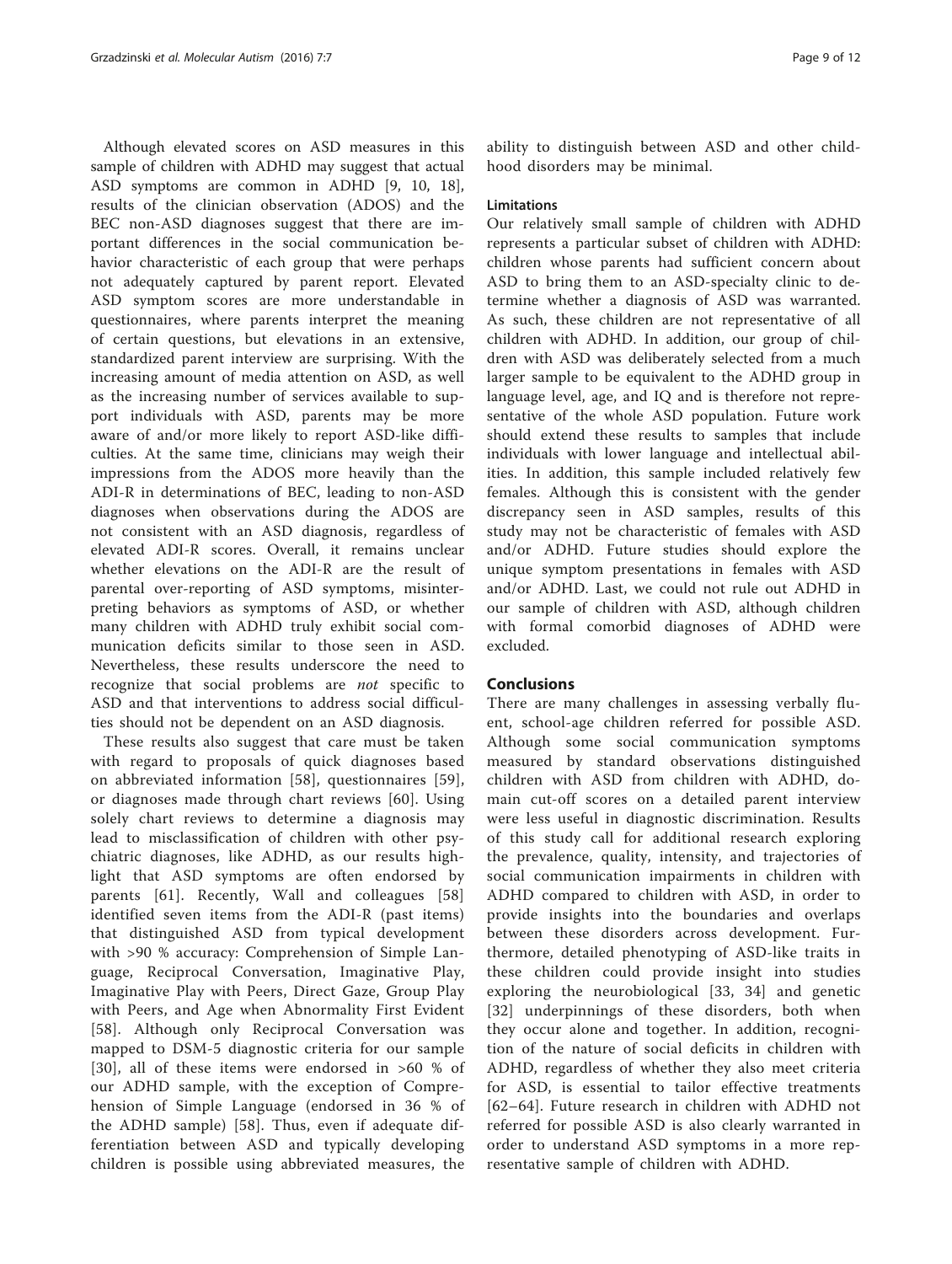Although elevated scores on ASD measures in this sample of children with ADHD may suggest that actual ASD symptoms are common in ADHD [9, 10, 18], results of the clinician observation (ADOS) and the BEC non-ASD diagnoses suggest that there are important differences in the social communication behavior characteristic of each group that were perhaps not adequately captured by parent report. Elevated ASD symptom scores are more understandable in questionnaires, where parents interpret the meaning of certain questions, but elevations in an extensive, standardized parent interview are surprising. With the increasing amount of media attention on ASD, as well as the increasing number of services available to support individuals with ASD, parents may be more aware of and/or more likely to report ASD-like difficulties. At the same time, clinicians may weigh their impressions from the ADOS more heavily than the ADI-R in determinations of BEC, leading to non-ASD diagnoses when observations during the ADOS are not consistent with an ASD diagnosis, regardless of elevated ADI-R scores. Overall, it remains unclear whether elevations on the ADI-R are the result of parental over-reporting of ASD symptoms, misinterpreting behaviors as symptoms of ASD, or whether many children with ADHD truly exhibit social communication deficits similar to those seen in ASD. Nevertheless, these results underscore the need to recognize that social problems are *not* specific to ASD and that interventions to address social difficulties should not be dependent on an ASD diagnosis.

These results also suggest that care must be taken with regard to proposals of quick diagnoses based on abbreviated information [58], questionnaires [59], or diagnoses made through chart reviews [60]. Using solely chart reviews to determine a diagnosis may lead to misclassification of children with other psychiatric diagnoses, like ADHD, as our results highlight that ASD symptoms are often endorsed by parents [61]. Recently, Wall and colleagues [58] identified seven items from the ADI-R (past items) that distinguished ASD from typical development with >90 % accuracy: Comprehension of Simple Language, Reciprocal Conversation, Imaginative Play, Imaginative Play with Peers, Direct Gaze, Group Play with Peers, and Age when Abnormality First Evident [58]. Although only Reciprocal Conversation was mapped to DSM-5 diagnostic criteria for our sample [30], all of these items were endorsed in >60 % of our ADHD sample, with the exception of Comprehension of Simple Language (endorsed in 36 % of the ADHD sample) [58]. Thus, even if adequate differentiation between ASD and typically developing children is possible using abbreviated measures, the ability to distinguish between ASD and other childhood disorders may be minimal.

### Limitations

Our relatively small sample of children with ADHD represents a particular subset of children with ADHD: children whose parents had sufficient concern about ASD to bring them to an ASD-specialty clinic to determine whether a diagnosis of ASD was warranted. As such, these children are not representative of all children with ADHD. In addition, our group of children with ASD was deliberately selected from a much larger sample to be equivalent to the ADHD group in language level, age, and IQ and is therefore not representative of the whole ASD population. Future work should extend these results to samples that include individuals with lower language and intellectual abilities. In addition, this sample included relatively few females. Although this is consistent with the gender discrepancy seen in ASD samples, results of this study may not be characteristic of females with ASD and/or ADHD. Future studies should explore the unique symptom presentations in females with ASD and/or ADHD. Last, we could not rule out ADHD in our sample of children with ASD, although children with formal comorbid diagnoses of ADHD were excluded.

## Conclusions

There are many challenges in assessing verbally fluent, school-age children referred for possible ASD. Although some social communication symptoms measured by standard observations distinguished children with ASD from children with ADHD, domain cut-off scores on a detailed parent interview were less useful in diagnostic discrimination. Results of this study call for additional research exploring the prevalence, quality, intensity, and trajectories of social communication impairments in children with ADHD compared to children with ASD, in order to provide insights into the boundaries and overlaps between these disorders across development. Furthermore, detailed phenotyping of ASD-like traits in these children could provide insight into studies exploring the neurobiological [33, 34] and genetic [32] underpinnings of these disorders, both when they occur alone and together. In addition, recognition of the nature of social deficits in children with ADHD, regardless of whether they also meet criteria for ASD, is essential to tailor effective treatments [62–64]. Future research in children with ADHD not referred for possible ASD is also clearly warranted in order to understand ASD symptoms in a more representative sample of children with ADHD.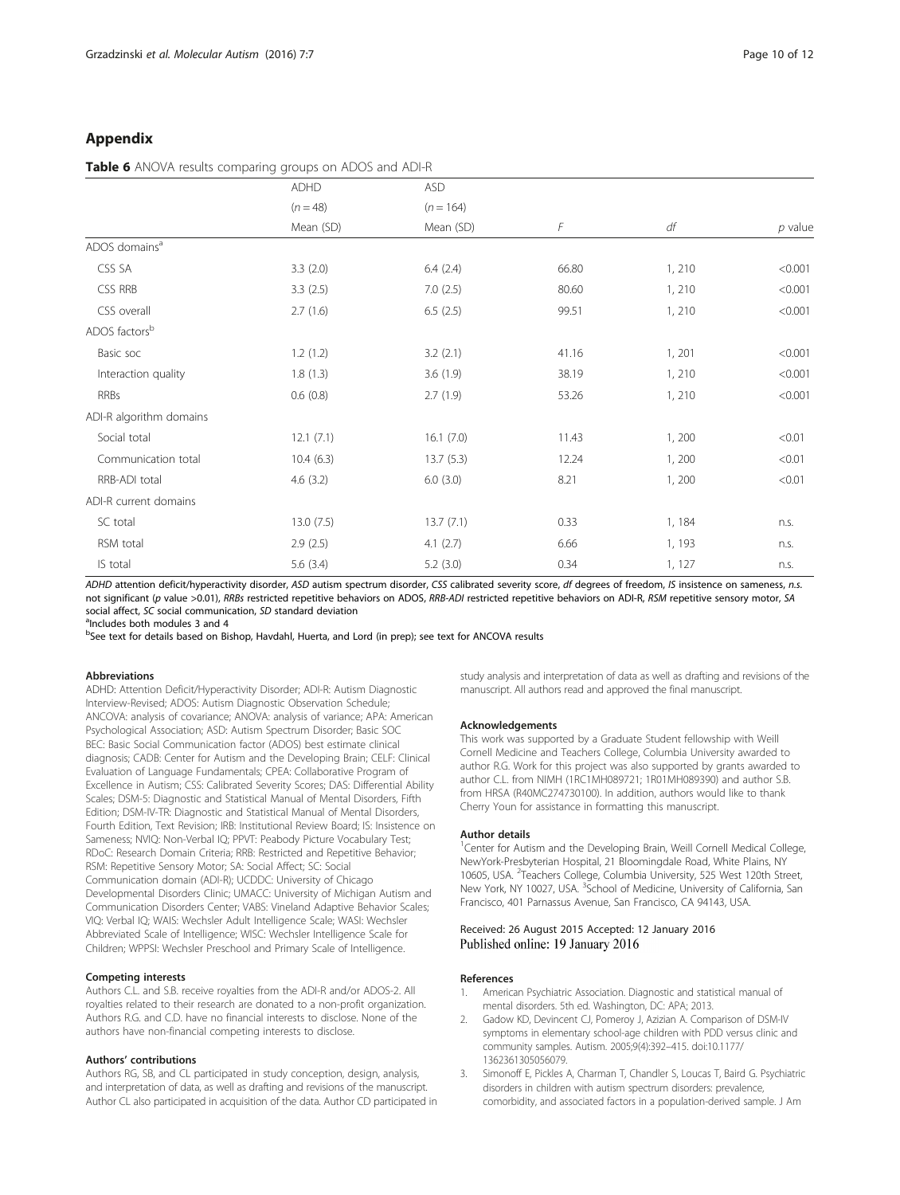## Appendix

**Table 6** ANOVA results comparing groups on ADOS and ADI-R

| | ADHD | ASD | | | |
|---|---|---|---|---|---|
| | ($n = 48$) | ($n = 164$) | | | |
| | Mean (SD) | Mean (SD) | $F$ | $df$ | $p$ value |
| ADOS domains[a] | | | | | |
| CSS SA | 3.3 (2.0) | 6.4 (2.4) | 66.80 | 1, 210 | <0.001 |
| CSS RRB | 3.3 (2.5) | 7.0 (2.5) | 80.60 | 1, 210 | <0.001 |
| CSS overall | 2.7 (1.6) | 6.5 (2.5) | 99.51 | 1, 210 | <0.001 |
| ADOS factors[b] | | | | | |
| Basic soc | 1.2 (1.2) | 3.2 (2.1) | 41.16 | 1, 201 | <0.001 |
| Interaction quality | 1.8 (1.3) | 3.6 (1.9) | 38.19 | 1, 210 | <0.001 |
| RRBs | 0.6 (0.8) | 2.7 (1.9) | 53.26 | 1, 210 | <0.001 |
| ADI-R algorithm domains | | | | | |
| Social total | 12.1 (7.1) | 16.1 (7.0) | 11.43 | 1, 200 | <0.01 |
| Communication total | 10.4 (6.3) | 13.7 (5.3) | 12.24 | 1, 200 | <0.01 |
| RRB-ADI total | 4.6 (3.2) | 6.0 (3.0) | 8.21 | 1, 200 | <0.01 |
| ADI-R current domains | | | | | |
| SC total | 13.0 (7.5) | 13.7 (7.1) | 0.33 | 1, 184 | n.s. |
| RSM total | 2.9 (2.5) | 4.1 (2.7) | 6.66 | 1, 193 | n.s. |
| IS total | 5.6 (3.4) | 5.2 (3.0) | 0.34 | 1, 127 | n.s. |

*ADHD* attention deficit/hyperactivity disorder, *ASD* autism spectrum disorder, *CSS* calibrated severity score, *df* degrees of freedom, *IS* insistence on sameness, *n.s.* not significant ($p$ value >0.01), *RRBs* restricted repetitive behaviors on ADOS, *RRB-ADI* restricted repetitive behaviors on ADI-R, *RSM* repetitive sensory motor, *SA* social affect, *SC* social communication, *SD* standard deviation

[a]Includes both modules 3 and 4

[b]See text for details based on Bishop, Havdahl, Huerta, and Lord (in prep); see text for ANCOVA results

### Abbreviations

ADHD: Attention Deficit/Hyperactivity Disorder; ADI-R: Autism Diagnostic Interview-Revised; ADOS: Autism Diagnostic Observation Schedule; ANCOVA: analysis of covariance; ANOVA: analysis of variance; APA: American Psychological Association; ASD: Autism Spectrum Disorder; Basic SOC BEC: Basic Social Communication factor (ADOS) best estimate clinical diagnosis; CADB: Center for Autism and the Developing Brain; CELF: Clinical Evaluation of Language Fundamentals; CPEA: Collaborative Program of Excellence in Autism; CSS: Calibrated Severity Scores; DAS: Differential Ability Scales; DSM-5: Diagnostic and Statistical Manual of Mental Disorders, Fifth Edition; DSM-IV-TR: Diagnostic and Statistical Manual of Mental Disorders, Fourth Edition, Text Revision; IRB: Institutional Review Board; IS: Insistence on Sameness; NVIQ: Non-Verbal IQ; PPVT: Peabody Picture Vocabulary Test; RDoC: Research Domain Criteria; RRB: Restricted and Repetitive Behavior; RSM: Repetitive Sensory Motor; SA: Social Affect; SC: Social Communication domain (ADI-R); UCDDC: University of Chicago Developmental Disorders Clinic; UMACC: University of Michigan Autism and Communication Disorders Center; VABS: Vineland Adaptive Behavior Scales; VIQ: Verbal IQ; WAIS: Wechsler Adult Intelligence Scale; WASI: Wechsler Abbreviated Scale of Intelligence; WISC: Wechsler Intelligence Scale for Children; WPPSI: Wechsler Preschool and Primary Scale of Intelligence.

### Competing interests

Authors C.L. and S.B. receive royalties from the ADI-R and/or ADOS-2. All royalties related to their research are donated to a non-profit organization. Authors R.G. and C.D. have no financial interests to disclose. None of the authors have non-financial competing interests to disclose.

### Authors' contributions

Authors RG, SB, and CL participated in study conception, design, analysis, and interpretation of data, as well as drafting and revisions of the manuscript. Author CL also participated in acquisition of the data. Author CD participated in study analysis and interpretation of data as well as drafting and revisions of the manuscript. All authors read and approved the final manuscript.

### Acknowledgements

This work was supported by a Graduate Student fellowship with Weill Cornell Medicine and Teachers College, Columbia University awarded to author R.G. Work for this project was also supported by grants awarded to author C.L. from NIMH (1RC1MH089721; 1R01MH089390) and author S.B. from HRSA (R40MC274730100). In addition, authors would like to thank Cherry Youn for assistance in formatting this manuscript.

### Author details

[1]Center for Autism and the Developing Brain, Weill Cornell Medical College, NewYork-Presbyterian Hospital, 21 Bloomingdale Road, White Plains, NY 10605, USA. [2]Teachers College, Columbia University, 525 West 120th Street, New York, NY 10027, USA. [3]School of Medicine, University of California, San Francisco, 401 Parnassus Avenue, San Francisco, CA 94143, USA.

Received: 26 August 2015 Accepted: 12 January 2016
Published online: 19 January 2016

### References

1. American Psychiatric Association. Diagnostic and statistical manual of mental disorders. 5th ed. Washington, DC: APA; 2013.
2. Gadow KD, Devincent CJ, Pomeroy J, Azizian A. Comparison of DSM-IV symptoms in elementary school-age children with PDD versus clinic and community samples. Autism. 2005;9(4):392–415. doi:10.1177/1362361305056079.
3. Simonoff E, Pickles A, Charman T, Chandler S, Loucas T, Baird G. Psychiatric disorders in children with autism spectrum disorders: prevalence, comorbidity, and associated factors in a population-derived sample. J Am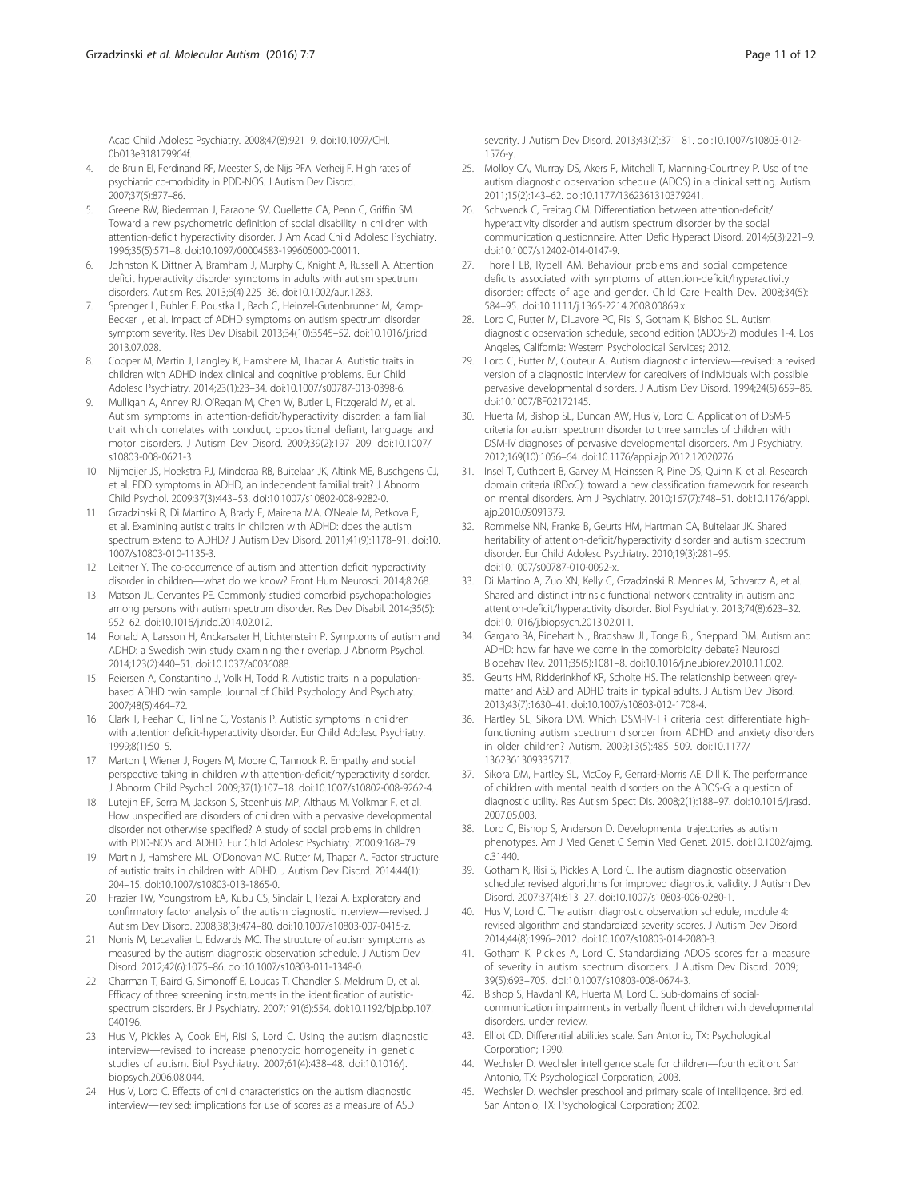Acad Child Adolesc Psychiatry. 2008;47(8):921–9. doi:10.1097/CHI.0b013e318179964f.

4. de Bruin EI, Ferdinand RF, Meester S, de Nijs PFA, Verheij F. High rates of psychiatric co-morbidity in PDD-NOS. J Autism Dev Disord. 2007;37(5):877–86.
5. Greene RW, Biederman J, Faraone SV, Ouellette CA, Penn C, Griffin SM. Toward a new psychometric definition of social disability in children with attention-deficit hyperactivity disorder. J Am Acad Child Adolesc Psychiatry. 1996;35(5):571–8. doi:10.1097/00004583-199605000-00011.
6. Johnston K, Dittner A, Bramham J, Murphy C, Knight A, Russell A. Attention deficit hyperactivity disorder symptoms in adults with autism spectrum disorders. Autism Res. 2013;6(4):225–36. doi:10.1002/aur.1283.
7. Sprenger L, Buhler E, Poustka L, Bach C, Heinzel-Gutenbrunner M, Kamp-Becker I, et al. Impact of ADHD symptoms on autism spectrum disorder symptom severity. Res Dev Disabil. 2013;34(10):3545–52. doi:10.1016/j.ridd.2013.07.028.
8. Cooper M, Martin J, Langley K, Hamshere M, Thapar A. Autistic traits in children with ADHD index clinical and cognitive problems. Eur Child Adolesc Psychiatry. 2014;23(1):23–34. doi:10.1007/s00787-013-0398-6.
9. Mulligan A, Anney RJ, O'Regan M, Chen W, Butler L, Fitzgerald M, et al. Autism symptoms in attention-deficit/hyperactivity disorder: a familial trait which correlates with conduct, oppositional defiant, language and motor disorders. J Autism Dev Disord. 2009;39(2):197–209. doi:10.1007/s10803-008-0621-3.
10. Nijmeijer JS, Hoekstra PJ, Minderaa RB, Buitelaar JK, Altink ME, Buschgens CJ, et al. PDD symptoms in ADHD, an independent familial trait? J Abnorm Child Psychol. 2009;37(3):443–53. doi:10.1007/s10802-008-9282-0.
11. Grzadzinski R, Di Martino A, Brady E, Mairena MA, O'Neale M, Petkova E, et al. Examining autistic traits in children with ADHD: does the autism spectrum extend to ADHD? J Autism Dev Disord. 2011;41(9):1178–91. doi:10.1007/s10803-010-1135-3.
12. Leitner Y. The co-occurrence of autism and attention deficit hyperactivity disorder in children—what do we know? Front Hum Neurosci. 2014;8:268.
13. Matson JL, Cervantes PE. Commonly studied comorbid psychopathologies among persons with autism spectrum disorder. Res Dev Disabil. 2014;35(5):952–62. doi:10.1016/j.ridd.2014.02.012.
14. Ronald A, Larsson H, Anckarsater H, Lichtenstein P. Symptoms of autism and ADHD: a Swedish twin study examining their overlap. J Abnorm Psychol. 2014;123(2):440–51. doi:10.1037/a0036088.
15. Reiersen A, Constantino J, Volk H, Todd R. Autistic traits in a population-based ADHD twin sample. Journal of Child Psychology And Psychiatry. 2007;48(5):464–72.
16. Clark T, Feehan C, Tinline C, Vostanis P. Autistic symptoms in children with attention deficit-hyperactivity disorder. Eur Child Adolesc Psychiatry. 1999;8(1):50–5.
17. Marton I, Wiener J, Rogers M, Moore C, Tannock R. Empathy and social perspective taking in children with attention-deficit/hyperactivity disorder. J Abnorm Child Psychol. 2009;37(1):107–18. doi:10.1007/s10802-008-9262-4.
18. Luteijn EF, Serra M, Jackson S, Steenhuis MP, Althaus M, Volkmar F, et al. How unspecified are disorders of children with a pervasive developmental disorder not otherwise specified? A study of social problems in children with PDD-NOS and ADHD. Eur Child Adolesc Psychiatry. 2000;9:168–79.
19. Martin J, Hamshere ML, O'Donovan MC, Rutter M, Thapar A. Factor structure of autistic traits in children with ADHD. J Autism Dev Disord. 2014;44(1):204–15. doi:10.1007/s10803-013-1865-0.
20. Frazier TW, Youngstrom EA, Kubu CS, Sinclair L, Rezai A. Exploratory and confirmatory factor analysis of the autism diagnostic interview—revised. J Autism Dev Disord. 2008;38(3):474–80. doi:10.1007/s10803-007-0415-z.
21. Norris M, Lecavalier L, Edwards MC. The structure of autism symptoms as measured by the autism diagnostic observation schedule. J Autism Dev Disord. 2012;42(6):1075–86. doi:10.1007/s10803-011-1348-0.
22. Charman T, Baird G, Simonoff E, Loucas T, Chandler S, Meldrum D, et al. Efficacy of three screening instruments in the identification of autistic-spectrum disorders. Br J Psychiatry. 2007;191(6):554. doi:10.1192/bjp.bp.107.040196.
23. Hus V, Pickles A, Cook EH, Risi S, Lord C. Using the autism diagnostic interview—revised to increase phenotypic homogeneity in genetic studies of autism. Biol Psychiatry. 2007;61(4):438–48. doi:10.1016/j.biopsych.2006.08.044.
24. Hus V, Lord C. Effects of child characteristics on the autism diagnostic interview—revised: implications for use of scores as a measure of ASD severity. J Autism Dev Disord. 2013;43(2):371–81. doi:10.1007/s10803-012-1576-y.
25. Molloy CA, Murray DS, Akers R, Mitchell T, Manning-Courtney P. Use of the autism diagnostic observation schedule (ADOS) in a clinical setting. Autism. 2011;15(2):143–62. doi:10.1177/1362361310379241.
26. Schwenck C, Freitag CM. Differentiation between attention-deficit/hyperactivity disorder and autism spectrum disorder by the social communication questionnaire. Atten Defic Hyperact Disord. 2014;6(3):221–9. doi:10.1007/s12402-014-0147-9.
27. Thorell LB, Rydell AM. Behaviour problems and social competence deficits associated with symptoms of attention-deficit/hyperactivity disorder: effects of age and gender. Child Care Health Dev. 2008;34(5):584–95. doi:10.1111/j.1365-2214.2008.00869.x.
28. Lord C, Rutter M, DiLavore PC, Risi S, Gotham K, Bishop SL. Autism diagnostic observation schedule, second edition (ADOS-2) modules 1-4. Los Angeles, California: Western Psychological Services; 2012.
29. Lord C, Rutter M, Couteur A. Autism diagnostic interview—revised: a revised version of a diagnostic interview for caregivers of individuals with possible pervasive developmental disorders. J Autism Dev Disord. 1994;24(5):659–85. doi:10.1007/BF02172145.
30. Huerta M, Bishop SL, Duncan AW, Hus V, Lord C. Application of DSM-5 criteria for autism spectrum disorder to three samples of children with DSM-IV diagnoses of pervasive developmental disorders. Am J Psychiatry. 2012;169(10):1056–64. doi:10.1176/appi.ajp.2012.12020276.
31. Insel T, Cuthbert B, Garvey M, Heinssen R, Pine DS, Quinn K, et al. Research domain criteria (RDoC): toward a new classification framework for research on mental disorders. Am J Psychiatry. 2010;167(7):748–51. doi:10.1176/appi.ajp.2010.09091379.
32. Rommelse NN, Franke B, Geurts HM, Hartman CA, Buitelaar JK. Shared heritability of attention-deficit/hyperactivity disorder and autism spectrum disorder. Eur Child Adolesc Psychiatry. 2010;19(3):281–95. doi:10.1007/s00787-010-0092-x.
33. Di Martino A, Zuo XN, Kelly C, Grzadzinski R, Mennes M, Schvarcz A, et al. Shared and distinct intrinsic functional network centrality in autism and attention-deficit/hyperactivity disorder. Biol Psychiatry. 2013;74(8):623–32. doi:10.1016/j.biopsych.2013.02.011.
34. Gargaro BA, Rinehart NJ, Bradshaw JL, Tonge BJ, Sheppard DM. Autism and ADHD: how far have we come in the comorbidity debate? Neurosci Biobehav Rev. 2011;35(5):1081–8. doi:10.1016/j.neubiorev.2010.11.002.
35. Geurts HM, Ridderinkhof KR, Scholte HS. The relationship between grey-matter and ASD and ADHD traits in typical adults. J Autism Dev Disord. 2013;43(7):1630–41. doi:10.1007/s10803-012-1708-4.
36. Hartley SL, Sikora DM. Which DSM-IV-TR criteria best differentiate high-functioning autism spectrum disorder from ADHD and anxiety disorders in older children? Autism. 2009;13(5):485–509. doi:10.1177/1362361309335717.
37. Sikora DM, Hartley SL, McCoy R, Gerrard-Morris AE, Dill K. The performance of children with mental health disorders on the ADOS-G: a question of diagnostic utility. Res Autism Spect Dis. 2008;2(1):188–97. doi:10.1016/j.rasd.2007.05.003.
38. Lord C, Bishop S, Anderson D. Developmental trajectories as autism phenotypes. Am J Med Genet C Semin Med Genet. 2015. doi:10.1002/ajmg.c.31440.
39. Gotham K, Risi S, Pickles A, Lord C. The autism diagnostic observation schedule: revised algorithms for improved diagnostic validity. J Autism Dev Disord. 2007;37(4):613–27. doi:10.1007/s10803-006-0280-1.
40. Hus V, Lord C. The autism diagnostic observation schedule, module 4: revised algorithm and standardized severity scores. J Autism Dev Disord. 2014;44(8):1996–2012. doi:10.1007/s10803-014-2080-3.
41. Gotham K, Pickles A, Lord C. Standardizing ADOS scores for a measure of severity in autism spectrum disorders. J Autism Dev Disord. 2009;39(5):693–705. doi:10.1007/s10803-008-0674-3.
42. Bishop S, Havdahl KA, Huerta M, Lord C. Sub-domains of social-communication impairments in verbally fluent children with developmental disorders. under review.
43. Elliot CD. Differential abilities scale. San Antonio, TX: Psychological Corporation; 1990.
44. Wechsler D. Wechsler intelligence scale for children—fourth edition. San Antonio, TX: Psychological Corporation; 2003.
45. Wechsler D. Wechsler preschool and primary scale of intelligence. 3rd ed. San Antonio, TX: Psychological Corporation; 2002.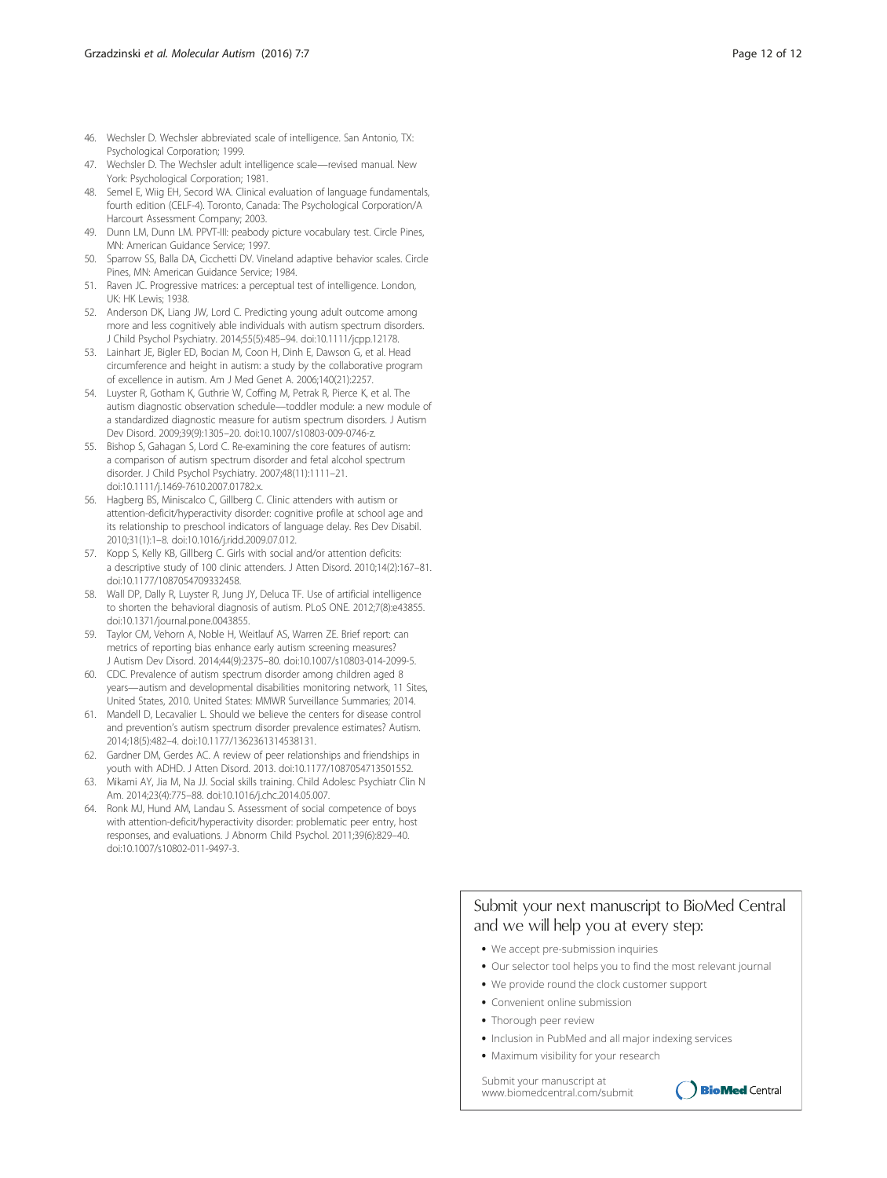46. Wechsler D. Wechsler abbreviated scale of intelligence. San Antonio, TX: Psychological Corporation; 1999.
47. Wechsler D. The Wechsler adult intelligence scale—revised manual. New York: Psychological Corporation; 1981.
48. Semel E, Wiig EH, Secord WA. Clinical evaluation of language fundamentals, fourth edition (CELF-4). Toronto, Canada: The Psychological Corporation/A Harcourt Assessment Company; 2003.
49. Dunn LM, Dunn LM. PPVT-III: peabody picture vocabulary test. Circle Pines, MN: American Guidance Service; 1997.
50. Sparrow SS, Balla DA, Cicchetti DV. Vineland adaptive behavior scales. Circle Pines, MN: American Guidance Service; 1984.
51. Raven JC. Progressive matrices: a perceptual test of intelligence. London, UK: HK Lewis; 1938.
52. Anderson DK, Liang JW, Lord C. Predicting young adult outcome among more and less cognitively able individuals with autism spectrum disorders. J Child Psychol Psychiatry. 2014;55(5):485–94. doi:10.1111/jcpp.12178.
53. Lainhart JE, Bigler ED, Bocian M, Coon H, Dinh E, Dawson G, et al. Head circumference and height in autism: a study by the collaborative program of excellence in autism. Am J Med Genet A. 2006;140(21):2257.
54. Luyster R, Gotham K, Guthrie W, Coffing M, Petrak R, Pierce K, et al. The autism diagnostic observation schedule—toddler module: a new module of a standardized diagnostic measure for autism spectrum disorders. J Autism Dev Disord. 2009;39(9):1305–20. doi:10.1007/s10803-009-0746-z.
55. Bishop S, Gahagan S, Lord C. Re-examining the core features of autism: a comparison of autism spectrum disorder and fetal alcohol spectrum disorder. J Child Psychol Psychiatry. 2007;48(11):1111–21. doi:10.1111/j.1469-7610.2007.01782.x.
56. Hagberg BS, Miniscalco C, Gillberg C. Clinic attenders with autism or attention-deficit/hyperactivity disorder: cognitive profile at school age and its relationship to preschool indicators of language delay. Res Dev Disabil. 2010;31(1):1–8. doi:10.1016/j.ridd.2009.07.012.
57. Kopp S, Kelly KB, Gillberg C. Girls with social and/or attention deficits: a descriptive study of 100 clinic attenders. J Atten Disord. 2010;14(2):167–81. doi:10.1177/1087054709332458.
58. Wall DP, Dally R, Luyster R, Jung JY, Deluca TF. Use of artificial intelligence to shorten the behavioral diagnosis of autism. PLoS ONE. 2012;7(8):e43855. doi:10.1371/journal.pone.0043855.
59. Taylor CM, Vehorn A, Noble H, Weitlauf AS, Warren ZE. Brief report: can metrics of reporting bias enhance early autism screening measures? J Autism Dev Disord. 2014;44(9):2375–80. doi:10.1007/s10803-014-2099-5.
60. CDC. Prevalence of autism spectrum disorder among children aged 8 years—autism and developmental disabilities monitoring network, 11 Sites, United States, 2010. United States: MMWR Surveillance Summaries; 2014.
61. Mandell D, Lecavalier L. Should we believe the centers for disease control and prevention's autism spectrum disorder prevalence estimates? Autism. 2014;18(5):482–4. doi:10.1177/1362361314538131.
62. Gardner DM, Gerdes AC. A review of peer relationships and friendships in youth with ADHD. J Atten Disord. 2013. doi:10.1177/1087054713501552.
63. Mikami AY, Jia M, Na JJ. Social skills training. Child Adolesc Psychiatr Clin N Am. 2014;23(4):775–88. doi:10.1016/j.chc.2014.05.007.
64. Ronk MJ, Hund AM, Landau S. Assessment of social competence of boys with attention-deficit/hyperactivity disorder: problematic peer entry, host responses, and evaluations. J Abnorm Child Psychol. 2011;39(6):829–40. doi:10.1007/s10802-011-9497-3.

Submit your next manuscript to BioMed Central and we will help you at every step:

- We accept pre-submission inquiries
- Our selector tool helps you to find the most relevant journal
- We provide round the clock customer support
- Convenient online submission
- Thorough peer review
- Inclusion in PubMed and all major indexing services
- Maximum visibility for your research

Submit your manuscript at www.biomedcentral.com/submit

BioMed Central